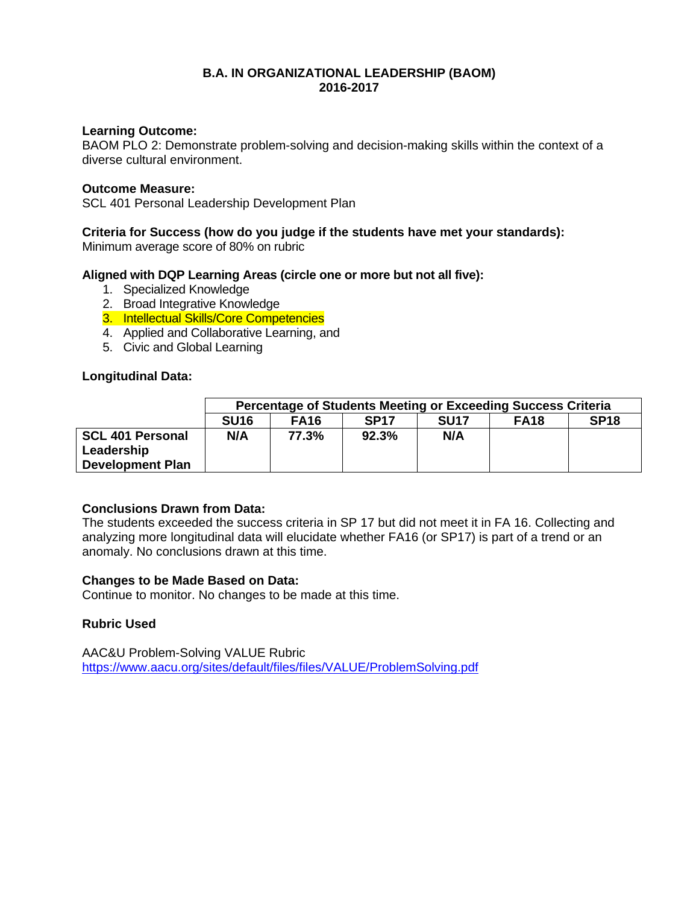# B.A. IN ORGANIZATIONAL LEADERSHIP (BAOM)
## 2016-2017

**Learning Outcome:**
BAOM PLO 2: Demonstrate problem-solving and decision-making skills within the context of a diverse cultural environment.

**Outcome Measure:**
SCL 401 Personal Leadership Development Plan

**Criteria for Success (how do you judge if the students have met your standards):**
Minimum average score of 80% on rubric

**Aligned with DQP Learning Areas (circle one or more but not all five):**

1. Specialized Knowledge
2. Broad Integrative Knowledge
3. Intellectual Skills/Core Competencies
4. Applied and Collaborative Learning, and
5. Civic and Global Learning

**Longitudinal Data:**

| | Percentage of Students Meeting or Exceeding Success Criteria | | | | | |
|---|---|---|---|---|---|---|
| | **SU16** | **FA16** | **SP17** | **SU17** | **FA18** | **SP18** |
| **SCL 401 Personal Leadership Development Plan** | **N/A** | **77.3%** | **92.3%** | **N/A** | | |

**Conclusions Drawn from Data:**
The students exceeded the success criteria in SP 17 but did not meet it in FA 16. Collecting and analyzing more longitudinal data will elucidate whether FA16 (or SP17) is part of a trend or an anomaly. No conclusions drawn at this time.

**Changes to be Made Based on Data:**
Continue to monitor. No changes to be made at this time.

**Rubric Used**

AAC&U Problem-Solving VALUE Rubric
https://www.aacu.org/sites/default/files/files/VALUE/ProblemSolving.pdf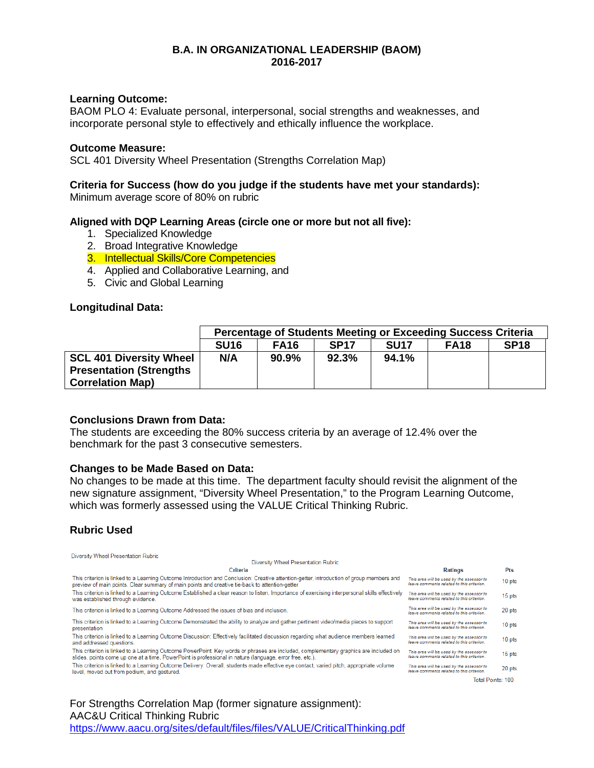**B.A. IN ORGANIZATIONAL LEADERSHIP (BAOM)**
**2016-2017**

**Learning Outcome:**
BAOM PLO 4: Evaluate personal, interpersonal, social strengths and weaknesses, and incorporate personal style to effectively and ethically influence the workplace.

**Outcome Measure:**
SCL 401 Diversity Wheel Presentation (Strengths Correlation Map)

**Criteria for Success (how do you judge if the students have met your standards):**
Minimum average score of 80% on rubric

**Aligned with DQP Learning Areas (circle one or more but not all five):**

1. Specialized Knowledge
2. Broad Integrative Knowledge
3. Intellectual Skills/Core Competencies
4. Applied and Collaborative Learning, and
5. Civic and Global Learning

**Longitudinal Data:**

| | Percentage of Students Meeting or Exceeding Success Criteria | | | | | |
|---|---|---|---|---|---|---|
| | **SU16** | **FA16** | **SP17** | **SU17** | **FA18** | **SP18** |
| **SCL 401 Diversity Wheel Presentation (Strengths Correlation Map)** | **N/A** | **90.9%** | **92.3%** | **94.1%** | | |

**Conclusions Drawn from Data:**
The students are exceeding the 80% success criteria by an average of 12.4% over the benchmark for the past 3 consecutive semesters.

**Changes to be Made Based on Data:**
No changes to be made at this time. The department faculty should revisit the alignment of the new signature assignment, "Diversity Wheel Presentation," to the Program Learning Outcome, which was formerly assessed using the VALUE Critical Thinking Rubric.

**Rubric Used**

Diversity Wheel Presentation Rubric

Diversity Wheel Presentation Rubric

| Criteria | Ratings | Pts |
|---|---|---|
| This criterion is linked to a Learning Outcome Introduction and Conclusion: Creative attention-getter, introduction of group members and preview of main points. Clear summary of main points and creative tie-back to attention-getter | This area will be used by the assessor to leave comments related to this criterion. | 10 pts |
| This criterion is linked to a Learning Outcome Established a clear reason to listen. Importance of exercising interpersonal skills effectively was established through evidence. | This area will be used by the assessor to leave comments related to this criterion. | 15 pts |
| This criterion is linked to a Learning Outcome Addressed the issues of bias and inclusion. | This area will be used by the assessor to leave comments related to this criterion. | 20 pts |
| This criterion is linked to a Learning Outcome Demonstrated the ability to analyze and gather pertinent video/media pieces to support presentation | This area will be used by the assessor to leave comments related to this criterion. | 10 pts |
| This criterion is linked to a Learning Outcome Discussion: Effectively facilitated discussion regarding what audience members learned and addressed questions. | This area will be used by the assessor to leave comments related to this criterion. | 10 pts |
| This criterion is linked to a Learning Outcome PowerPoint: Key words or phrases are included, complementary graphics are included on slides, points come up one at a time, PowerPoint is professional in nature (language, error free, etc.). | This area will be used by the assessor to leave comments related to this criterion. | 15 pts |
| This criterion is linked to a Learning Outcome Delivery: Overall, students made effective eye contact, varied pitch, appropriate volume level, moved out from podium, and gestured. | This area will be used by the assessor to leave comments related to this criterion. | 20 pts |

Total Points: 100

For Strengths Correlation Map (former signature assignment):
AAC&U Critical Thinking Rubric
https://www.aacu.org/sites/default/files/files/VALUE/CriticalThinking.pdf